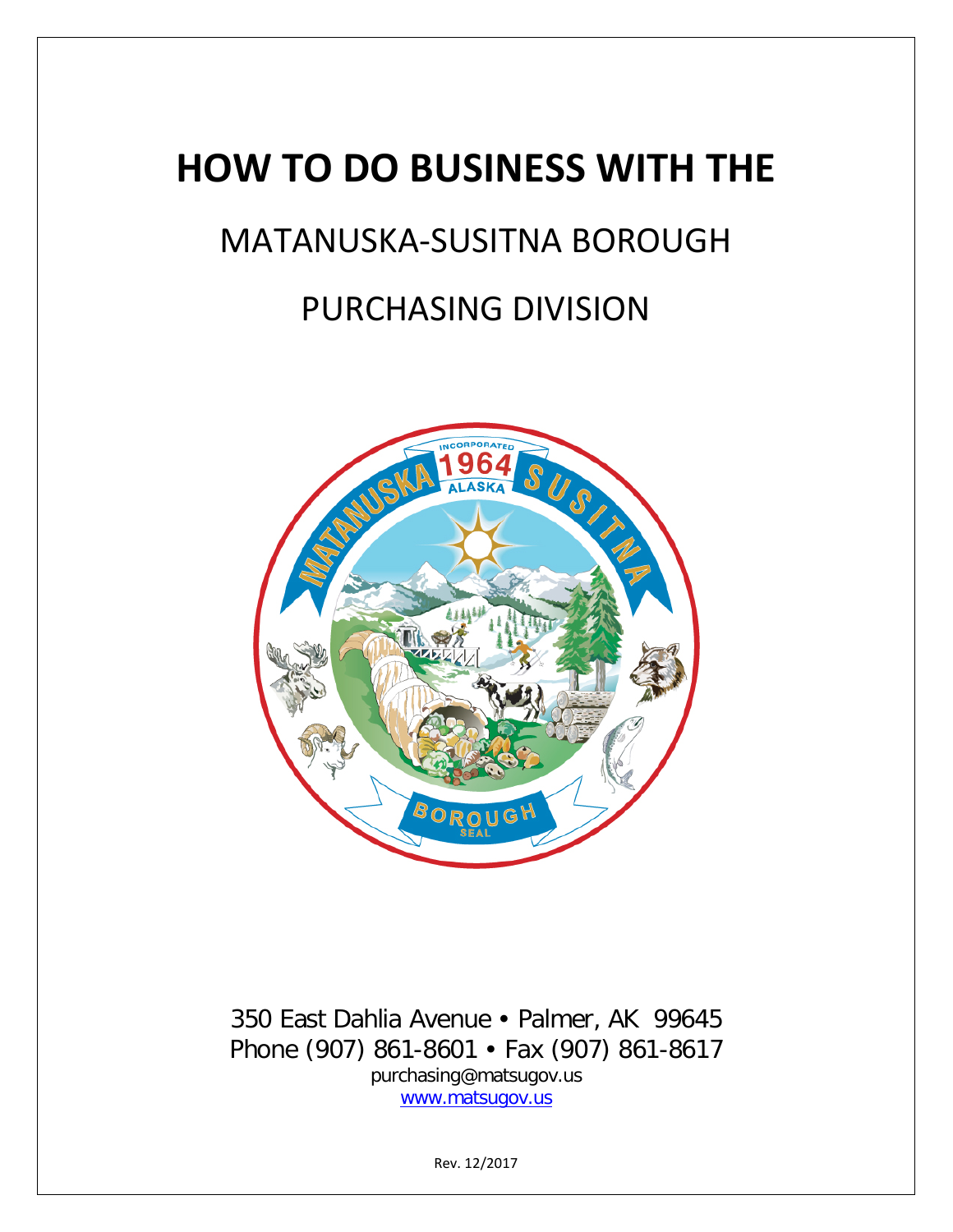# HOW TO DO BUSINESS WITH THE

## MATANUSKA-SUSITNA BOROUGH

## PURCHASING DIVISION

350 East Dahlia Avenue • Palmer, AK 99645
Phone (907) 861-8601 • Fax (907) 861-8617
purchasing@matsugov.us
www.matsugov.us

Rev. 12/2017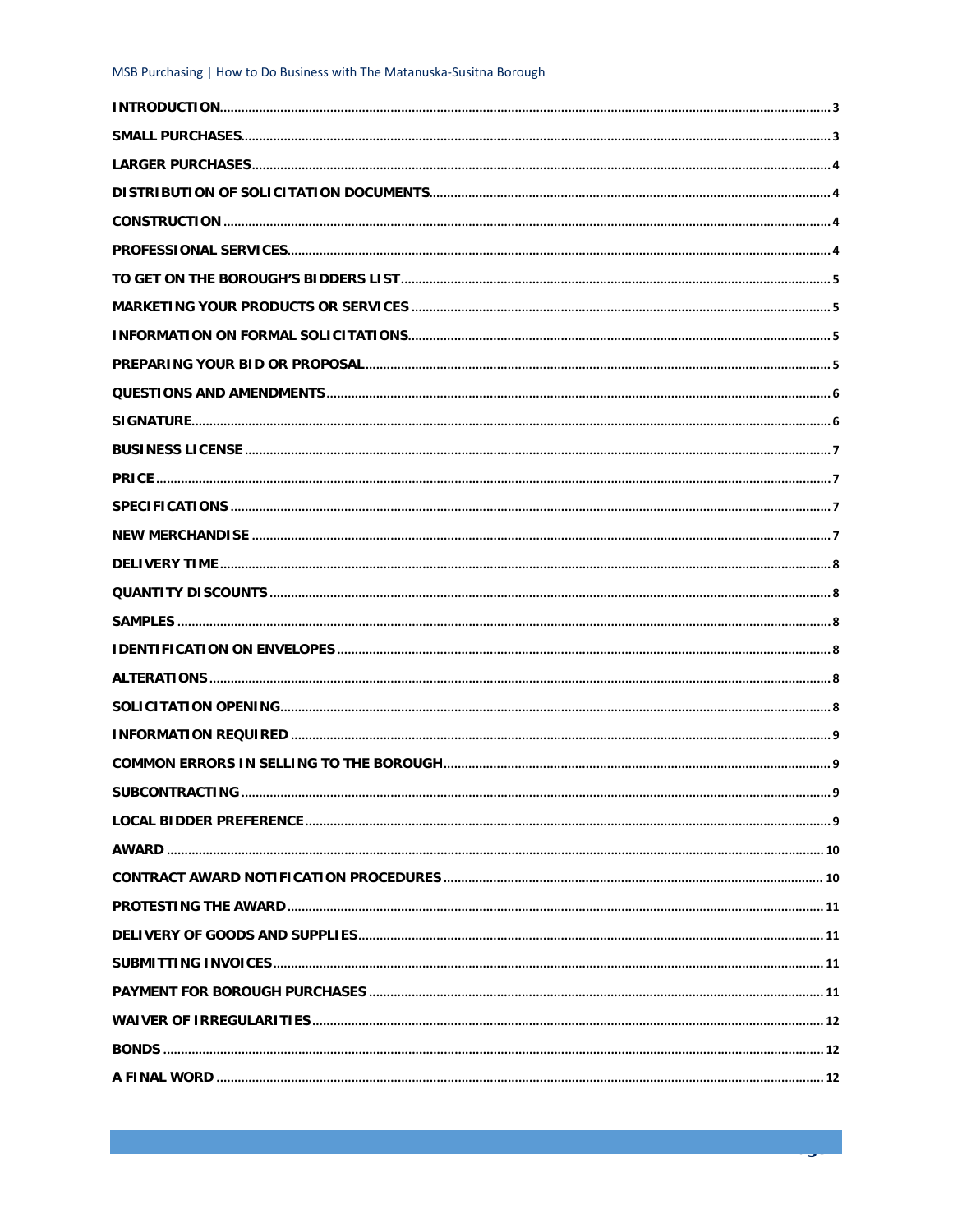INTRODUCTION......3
SMALL PURCHASES......3
LARGER PURCHASES......4
DISTRIBUTION OF SOLICITATION DOCUMENTS......4
CONSTRUCTION......4
PROFESSIONAL SERVICES......4
TO GET ON THE BOROUGH'S BIDDERS LIST......5
MARKETING YOUR PRODUCTS OR SERVICES......5
INFORMATION ON FORMAL SOLICITATIONS......5
PREPARING YOUR BID OR PROPOSAL......5
QUESTIONS AND AMENDMENTS......6
SIGNATURE......6
BUSINESS LICENSE......7
PRICE......7
SPECIFICATIONS......7
NEW MERCHANDISE......7
DELIVERY TIME......8
QUANTITY DISCOUNTS......8
SAMPLES......8
IDENTIFICATION ON ENVELOPES......8
ALTERATIONS......8
SOLICITATION OPENING......8
INFORMATION REQUIRED......9
COMMON ERRORS IN SELLING TO THE BOROUGH......9
SUBCONTRACTING......9
LOCAL BIDDER PREFERENCE......9
AWARD......10
CONTRACT AWARD NOTIFICATION PROCEDURES......10
PROTESTING THE AWARD......11
DELIVERY OF GOODS AND SUPPLIES......11
SUBMITTING INVOICES......11
PAYMENT FOR BOROUGH PURCHASES......11
WAIVER OF IRREGULARITIES......12
BONDS......12
A FINAL WORD......12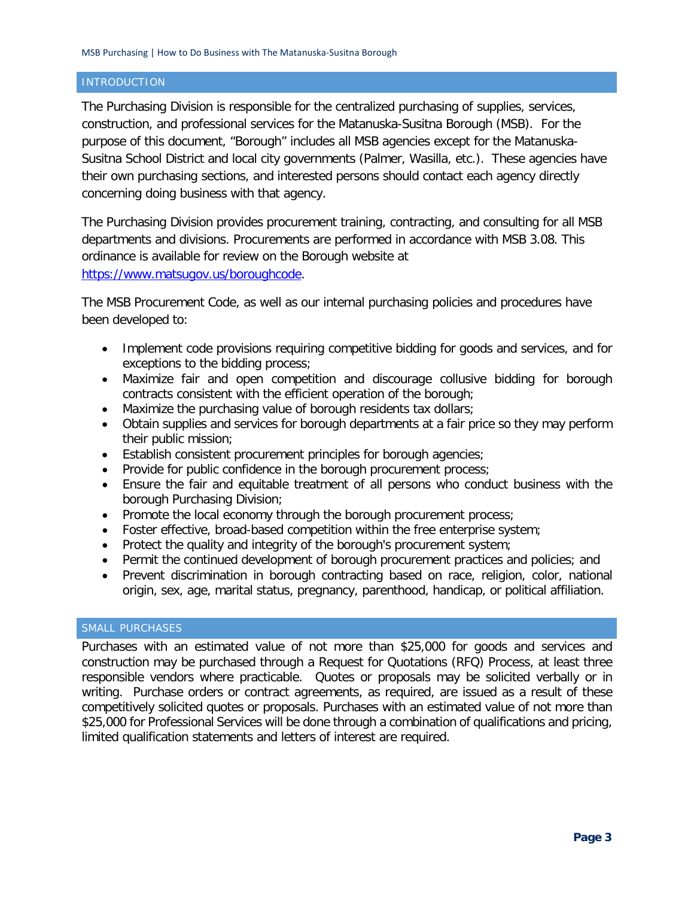## INTRODUCTION

The Purchasing Division is responsible for the centralized purchasing of supplies, services, construction, and professional services for the Matanuska-Susitna Borough (MSB). For the purpose of this document, "Borough" includes all MSB agencies except for the Matanuska-Susitna School District and local city governments (Palmer, Wasilla, etc.). These agencies have their own purchasing sections, and interested persons should contact each agency directly concerning doing business with that agency.

The Purchasing Division provides procurement training, contracting, and consulting for all MSB departments and divisions. Procurements are performed in accordance with MSB 3.08. This ordinance is available for review on the Borough website at https://www.matsugov.us/boroughcode.

The MSB Procurement Code, as well as our internal purchasing policies and procedures have been developed to:

- Implement code provisions requiring competitive bidding for goods and services, and for exceptions to the bidding process;
- Maximize fair and open competition and discourage collusive bidding for borough contracts consistent with the efficient operation of the borough;
- Maximize the purchasing value of borough residents tax dollars;
- Obtain supplies and services for borough departments at a fair price so they may perform their public mission;
- Establish consistent procurement principles for borough agencies;
- Provide for public confidence in the borough procurement process;
- Ensure the fair and equitable treatment of all persons who conduct business with the borough Purchasing Division;
- Promote the local economy through the borough procurement process;
- Foster effective, broad-based competition within the free enterprise system;
- Protect the quality and integrity of the borough's procurement system;
- Permit the continued development of borough procurement practices and policies; and
- Prevent discrimination in borough contracting based on race, religion, color, national origin, sex, age, marital status, pregnancy, parenthood, handicap, or political affiliation.

## SMALL PURCHASES

Purchases with an estimated value of not more than $25,000 for goods and services and construction may be purchased through a Request for Quotations (RFQ) Process, at least three responsible vendors where practicable. Quotes or proposals may be solicited verbally or in writing. Purchase orders or contract agreements, as required, are issued as a result of these competitively solicited quotes or proposals. Purchases with an estimated value of not more than $25,000 for Professional Services will be done through a combination of qualifications and pricing, limited qualification statements and letters of interest are required.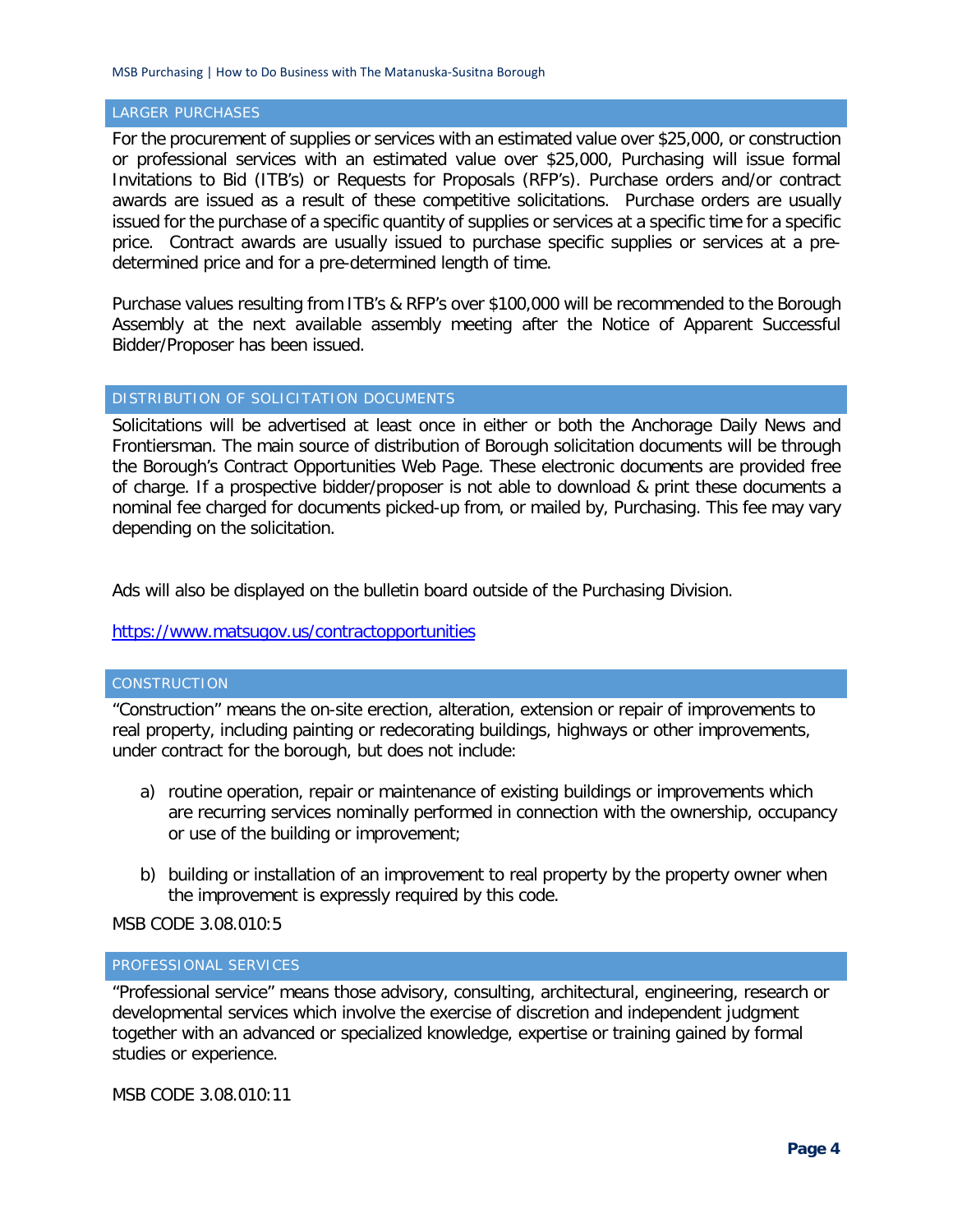## LARGER PURCHASES

For the procurement of supplies or services with an estimated value over $25,000, or construction or professional services with an estimated value over $25,000, Purchasing will issue formal Invitations to Bid (ITB's) or Requests for Proposals (RFP's). Purchase orders and/or contract awards are issued as a result of these competitive solicitations. Purchase orders are usually issued for the purchase of a specific quantity of supplies or services at a specific time for a specific price. Contract awards are usually issued to purchase specific supplies or services at a pre-determined price and for a pre-determined length of time.

Purchase values resulting from ITB's & RFP's over $100,000 will be recommended to the Borough Assembly at the next available assembly meeting after the Notice of Apparent Successful Bidder/Proposer has been issued.

## DISTRIBUTION OF SOLICITATION DOCUMENTS

Solicitations will be advertised at least once in either or both the Anchorage Daily News and Frontiersman. The main source of distribution of Borough solicitation documents will be through the Borough's Contract Opportunities Web Page. These electronic documents are provided free of charge. If a prospective bidder/proposer is not able to download & print these documents a nominal fee charged for documents picked-up from, or mailed by, Purchasing. This fee may vary depending on the solicitation.

Ads will also be displayed on the bulletin board outside of the Purchasing Division.

https://www.matsugov.us/contractopportunities

## CONSTRUCTION

"Construction" means the on-site erection, alteration, extension or repair of improvements to real property, including painting or redecorating buildings, highways or other improvements, under contract for the borough, but does not include:

a) routine operation, repair or maintenance of existing buildings or improvements which are recurring services nominally performed in connection with the ownership, occupancy or use of the building or improvement;

b) building or installation of an improvement to real property by the property owner when the improvement is expressly required by this code.

MSB CODE 3.08.010:5

## PROFESSIONAL SERVICES

"Professional service" means those advisory, consulting, architectural, engineering, research or developmental services which involve the exercise of discretion and independent judgment together with an advanced or specialized knowledge, expertise or training gained by formal studies or experience.

MSB CODE 3.08.010:11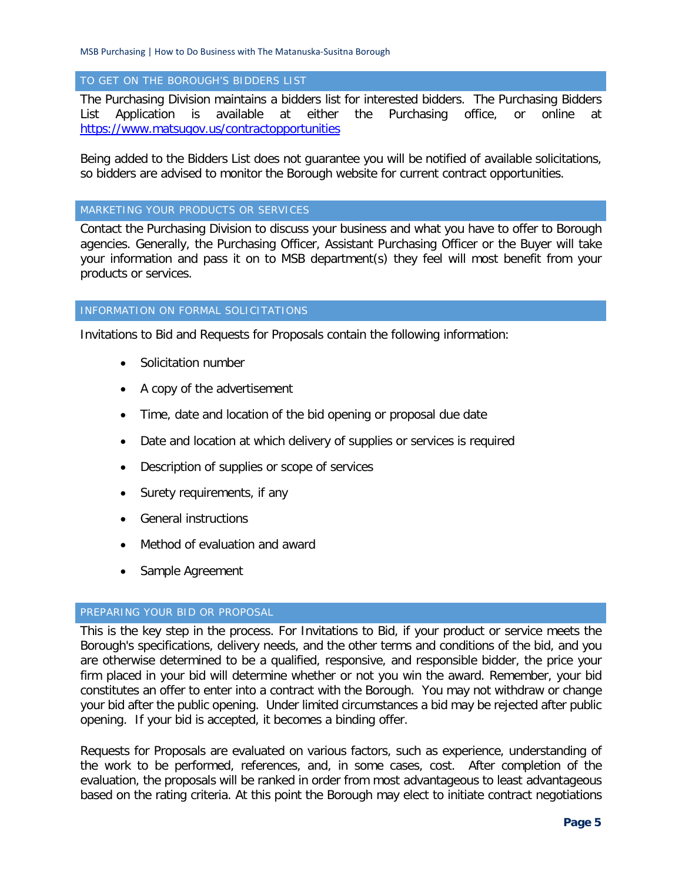## TO GET ON THE BOROUGH'S BIDDERS LIST

The Purchasing Division maintains a bidders list for interested bidders. The Purchasing Bidders List Application is available at either the Purchasing office, or online at https://www.matsugov.us/contractopportunities

Being added to the Bidders List does not guarantee you will be notified of available solicitations, so bidders are advised to monitor the Borough website for current contract opportunities.

## MARKETING YOUR PRODUCTS OR SERVICES

Contact the Purchasing Division to discuss your business and what you have to offer to Borough agencies. Generally, the Purchasing Officer, Assistant Purchasing Officer or the Buyer will take your information and pass it on to MSB department(s) they feel will most benefit from your products or services.

## INFORMATION ON FORMAL SOLICITATIONS

Invitations to Bid and Requests for Proposals contain the following information:

- Solicitation number
- A copy of the advertisement
- Time, date and location of the bid opening or proposal due date
- Date and location at which delivery of supplies or services is required
- Description of supplies or scope of services
- Surety requirements, if any
- General instructions
- Method of evaluation and award
- Sample Agreement

## PREPARING YOUR BID OR PROPOSAL

This is the key step in the process. For Invitations to Bid, if your product or service meets the Borough's specifications, delivery needs, and the other terms and conditions of the bid, and you are otherwise determined to be a qualified, responsive, and responsible bidder, the price your firm placed in your bid will determine whether or not you win the award. Remember, your bid constitutes an offer to enter into a contract with the Borough. You may not withdraw or change your bid after the public opening. Under limited circumstances a bid may be rejected after public opening. If your bid is accepted, it becomes a binding offer.

Requests for Proposals are evaluated on various factors, such as experience, understanding of the work to be performed, references, and, in some cases, cost. After completion of the evaluation, the proposals will be ranked in order from most advantageous to least advantageous based on the rating criteria. At this point the Borough may elect to initiate contract negotiations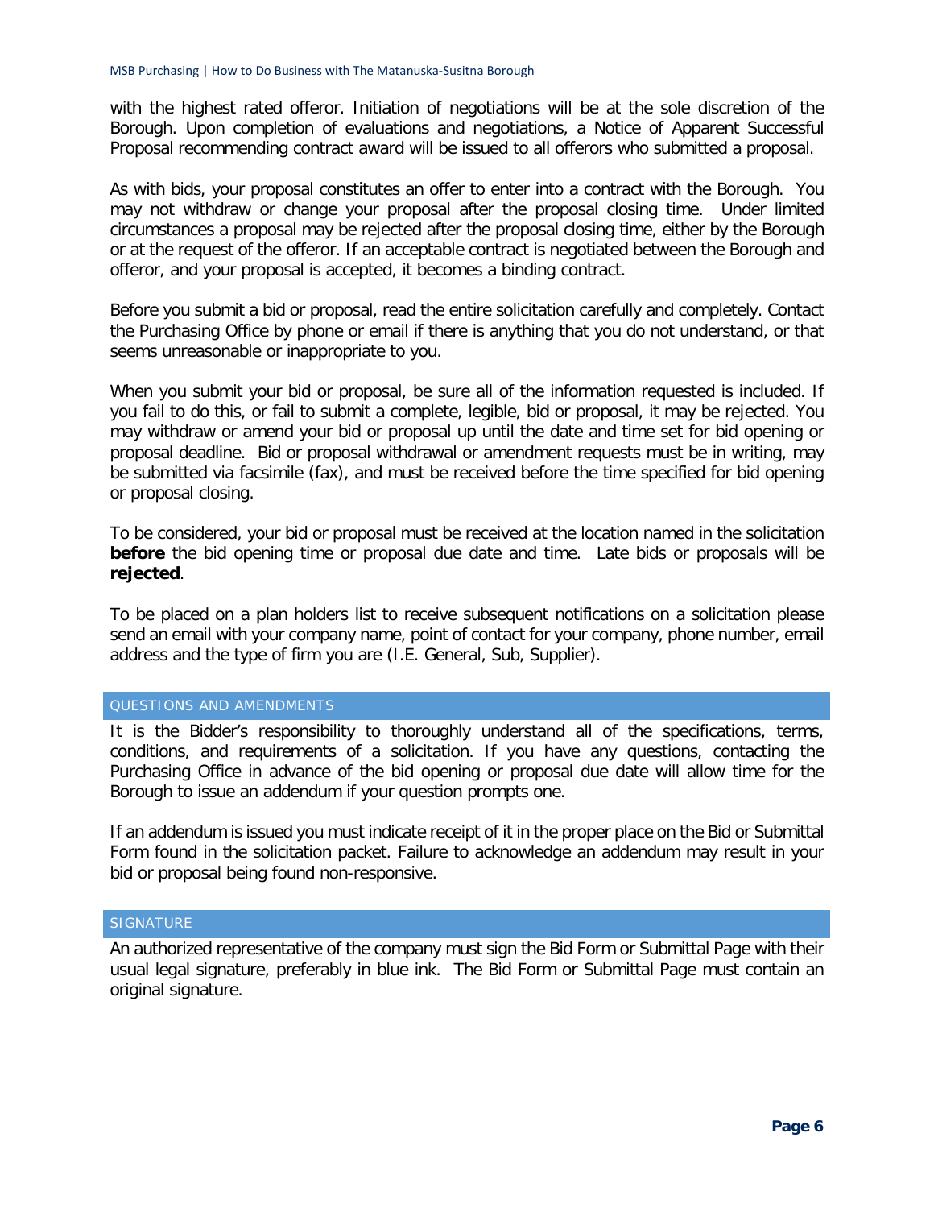with the highest rated offeror. Initiation of negotiations will be at the sole discretion of the Borough. Upon completion of evaluations and negotiations, a Notice of Apparent Successful Proposal recommending contract award will be issued to all offerors who submitted a proposal.

As with bids, your proposal constitutes an offer to enter into a contract with the Borough. You may not withdraw or change your proposal after the proposal closing time. Under limited circumstances a proposal may be rejected after the proposal closing time, either by the Borough or at the request of the offeror. If an acceptable contract is negotiated between the Borough and offeror, and your proposal is accepted, it becomes a binding contract.

Before you submit a bid or proposal, read the entire solicitation carefully and completely. Contact the Purchasing Office by phone or email if there is anything that you do not understand, or that seems unreasonable or inappropriate to you.

When you submit your bid or proposal, be sure all of the information requested is included. If you fail to do this, or fail to submit a complete, legible, bid or proposal, it may be rejected. You may withdraw or amend your bid or proposal up until the date and time set for bid opening or proposal deadline. Bid or proposal withdrawal or amendment requests must be in writing, may be submitted via facsimile (fax), and must be received before the time specified for bid opening or proposal closing.

To be considered, your bid or proposal must be received at the location named in the solicitation **before** the bid opening time or proposal due date and time. Late bids or proposals will be **rejected**.

To be placed on a plan holders list to receive subsequent notifications on a solicitation please send an email with your company name, point of contact for your company, phone number, email address and the type of firm you are (I.E. General, Sub, Supplier).

## QUESTIONS AND AMENDMENTS

It is the Bidder's responsibility to thoroughly understand all of the specifications, terms, conditions, and requirements of a solicitation. If you have any questions, contacting the Purchasing Office in advance of the bid opening or proposal due date will allow time for the Borough to issue an addendum if your question prompts one.

If an addendum is issued you must indicate receipt of it in the proper place on the Bid or Submittal Form found in the solicitation packet. Failure to acknowledge an addendum may result in your bid or proposal being found non-responsive.

## SIGNATURE

An authorized representative of the company must sign the Bid Form or Submittal Page with their usual legal signature, preferably in blue ink. The Bid Form or Submittal Page must contain an original signature.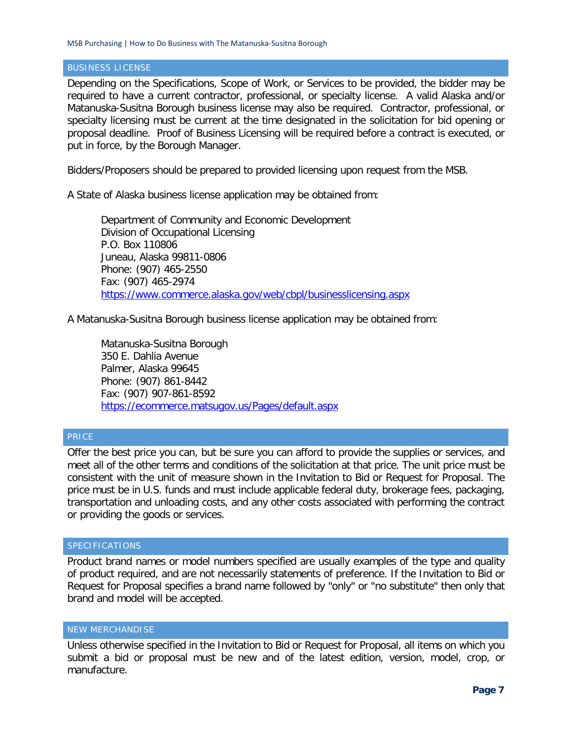## BUSINESS LICENSE

Depending on the Specifications, Scope of Work, or Services to be provided, the bidder may be required to have a current contractor, professional, or specialty license. A valid Alaska and/or Matanuska-Susitna Borough business license may also be required. Contractor, professional, or specialty licensing must be current at the time designated in the solicitation for bid opening or proposal deadline. Proof of Business Licensing will be required before a contract is executed, or put in force, by the Borough Manager.

Bidders/Proposers should be prepared to provided licensing upon request from the MSB.

A State of Alaska business license application may be obtained from:

> Department of Community and Economic Development
> Division of Occupational Licensing
> P.O. Box 110806
> Juneau, Alaska 99811-0806
> Phone: (907) 465-2550
> Fax: (907) 465-2974
> https://www.commerce.alaska.gov/web/cbpl/businesslicensing.aspx

A Matanuska-Susitna Borough business license application may be obtained from:

> Matanuska-Susitna Borough
> 350 E. Dahlia Avenue
> Palmer, Alaska 99645
> Phone: (907) 861-8442
> Fax: (907) 907-861-8592
> https://ecommerce.matsugov.us/Pages/default.aspx

## PRICE

Offer the best price you can, but be sure you can afford to provide the supplies or services, and meet all of the other terms and conditions of the solicitation at that price. The unit price must be consistent with the unit of measure shown in the Invitation to Bid or Request for Proposal. The price must be in U.S. funds and must include applicable federal duty, brokerage fees, packaging, transportation and unloading costs, and any other costs associated with performing the contract or providing the goods or services.

## SPECIFICATIONS

Product brand names or model numbers specified are usually examples of the type and quality of product required, and are not necessarily statements of preference. If the Invitation to Bid or Request for Proposal specifies a brand name followed by "only" or "no substitute" then only that brand and model will be accepted.

## NEW MERCHANDISE

Unless otherwise specified in the Invitation to Bid or Request for Proposal, all items on which you submit a bid or proposal must be new and of the latest edition, version, model, crop, or manufacture.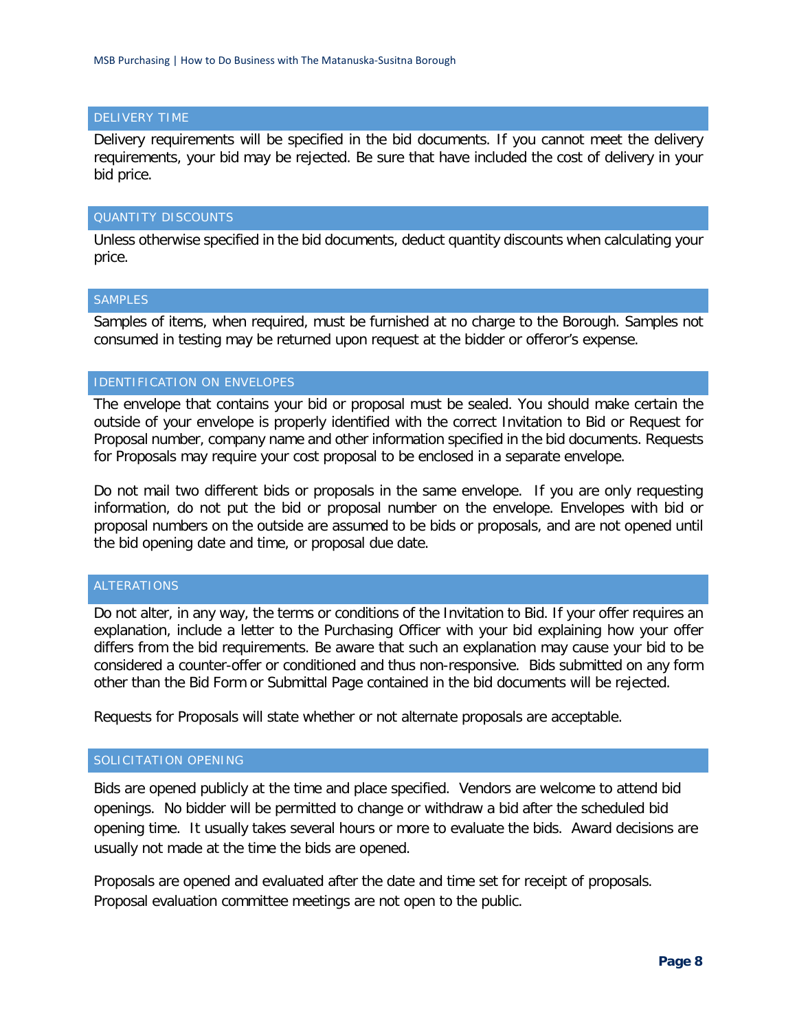## DELIVERY TIME

Delivery requirements will be specified in the bid documents. If you cannot meet the delivery requirements, your bid may be rejected. Be sure that have included the cost of delivery in your bid price.

## QUANTITY DISCOUNTS

Unless otherwise specified in the bid documents, deduct quantity discounts when calculating your price.

## SAMPLES

Samples of items, when required, must be furnished at no charge to the Borough. Samples not consumed in testing may be returned upon request at the bidder or offeror's expense.

## IDENTIFICATION ON ENVELOPES

The envelope that contains your bid or proposal must be sealed. You should make certain the outside of your envelope is properly identified with the correct Invitation to Bid or Request for Proposal number, company name and other information specified in the bid documents. Requests for Proposals may require your cost proposal to be enclosed in a separate envelope.

Do not mail two different bids or proposals in the same envelope. If you are only requesting information, do not put the bid or proposal number on the envelope. Envelopes with bid or proposal numbers on the outside are assumed to be bids or proposals, and are not opened until the bid opening date and time, or proposal due date.

## ALTERATIONS

Do not alter, in any way, the terms or conditions of the Invitation to Bid. If your offer requires an explanation, include a letter to the Purchasing Officer with your bid explaining how your offer differs from the bid requirements. Be aware that such an explanation may cause your bid to be considered a counter-offer or conditioned and thus non-responsive. Bids submitted on any form other than the Bid Form or Submittal Page contained in the bid documents will be rejected.

Requests for Proposals will state whether or not alternate proposals are acceptable.

## SOLICITATION OPENING

Bids are opened publicly at the time and place specified. Vendors are welcome to attend bid openings. No bidder will be permitted to change or withdraw a bid after the scheduled bid opening time. It usually takes several hours or more to evaluate the bids. Award decisions are usually not made at the time the bids are opened.

Proposals are opened and evaluated after the date and time set for receipt of proposals. Proposal evaluation committee meetings are not open to the public.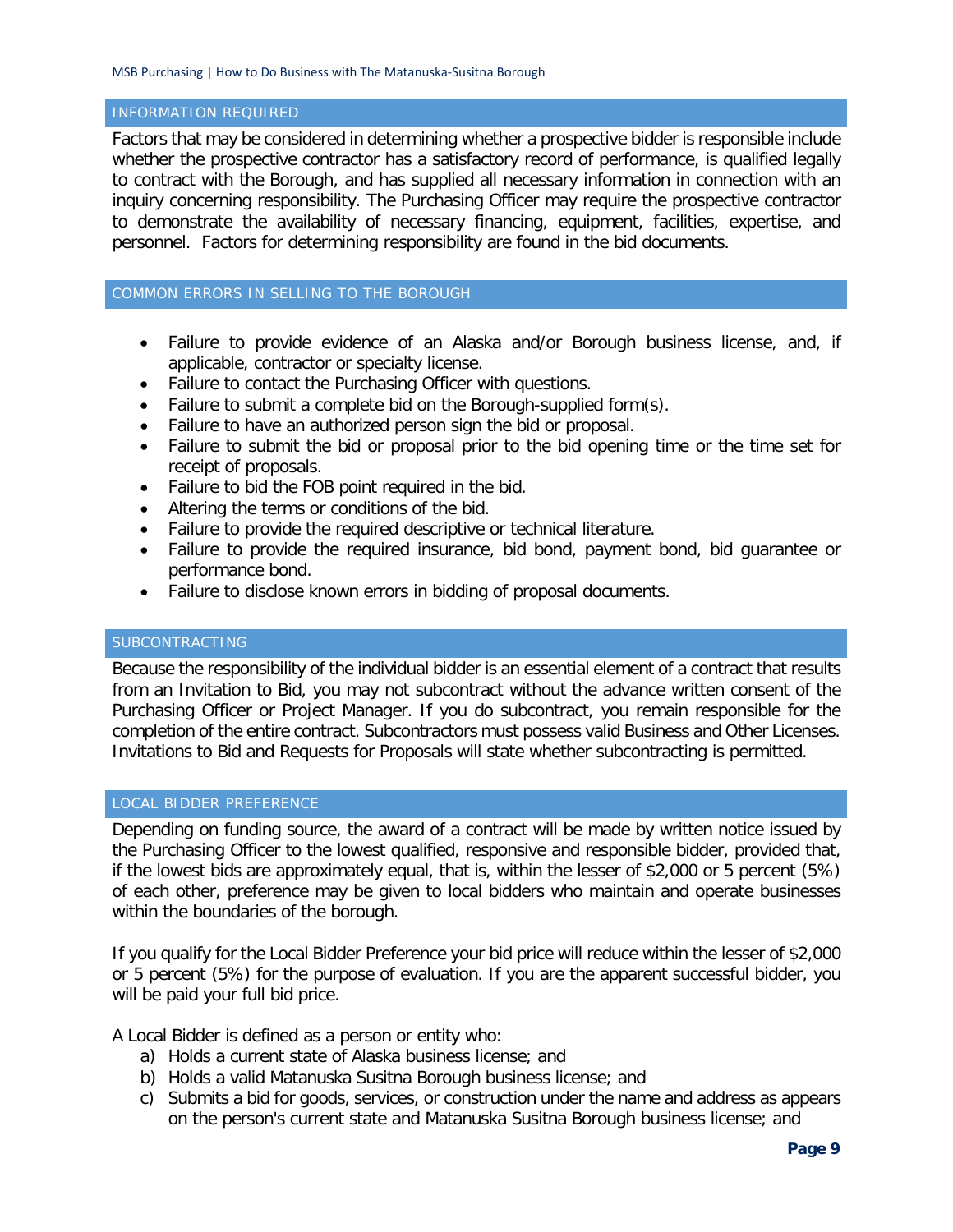## INFORMATION REQUIRED

Factors that may be considered in determining whether a prospective bidder is responsible include whether the prospective contractor has a satisfactory record of performance, is qualified legally to contract with the Borough, and has supplied all necessary information in connection with an inquiry concerning responsibility. The Purchasing Officer may require the prospective contractor to demonstrate the availability of necessary financing, equipment, facilities, expertise, and personnel. Factors for determining responsibility are found in the bid documents.

## COMMON ERRORS IN SELLING TO THE BOROUGH

- Failure to provide evidence of an Alaska and/or Borough business license, and, if applicable, contractor or specialty license.
- Failure to contact the Purchasing Officer with questions.
- Failure to submit a complete bid on the Borough-supplied form(s).
- Failure to have an authorized person sign the bid or proposal.
- Failure to submit the bid or proposal prior to the bid opening time or the time set for receipt of proposals.
- Failure to bid the FOB point required in the bid.
- Altering the terms or conditions of the bid.
- Failure to provide the required descriptive or technical literature.
- Failure to provide the required insurance, bid bond, payment bond, bid guarantee or performance bond.
- Failure to disclose known errors in bidding of proposal documents.

## SUBCONTRACTING

Because the responsibility of the individual bidder is an essential element of a contract that results from an Invitation to Bid, you may not subcontract without the advance written consent of the Purchasing Officer or Project Manager. If you do subcontract, you remain responsible for the completion of the entire contract. Subcontractors must possess valid Business and Other Licenses. Invitations to Bid and Requests for Proposals will state whether subcontracting is permitted.

## LOCAL BIDDER PREFERENCE

Depending on funding source, the award of a contract will be made by written notice issued by the Purchasing Officer to the lowest qualified, responsive and responsible bidder, provided that, if the lowest bids are approximately equal, that is, within the lesser of $2,000 or 5 percent (5%) of each other, preference may be given to local bidders who maintain and operate businesses within the boundaries of the borough.

If you qualify for the Local Bidder Preference your bid price will reduce within the lesser of $2,000 or 5 percent (5%) for the purpose of evaluation. If you are the apparent successful bidder, you will be paid your full bid price.

A Local Bidder is defined as a person or entity who:

a) Holds a current state of Alaska business license; and
b) Holds a valid Matanuska Susitna Borough business license; and
c) Submits a bid for goods, services, or construction under the name and address as appears on the person's current state and Matanuska Susitna Borough business license; and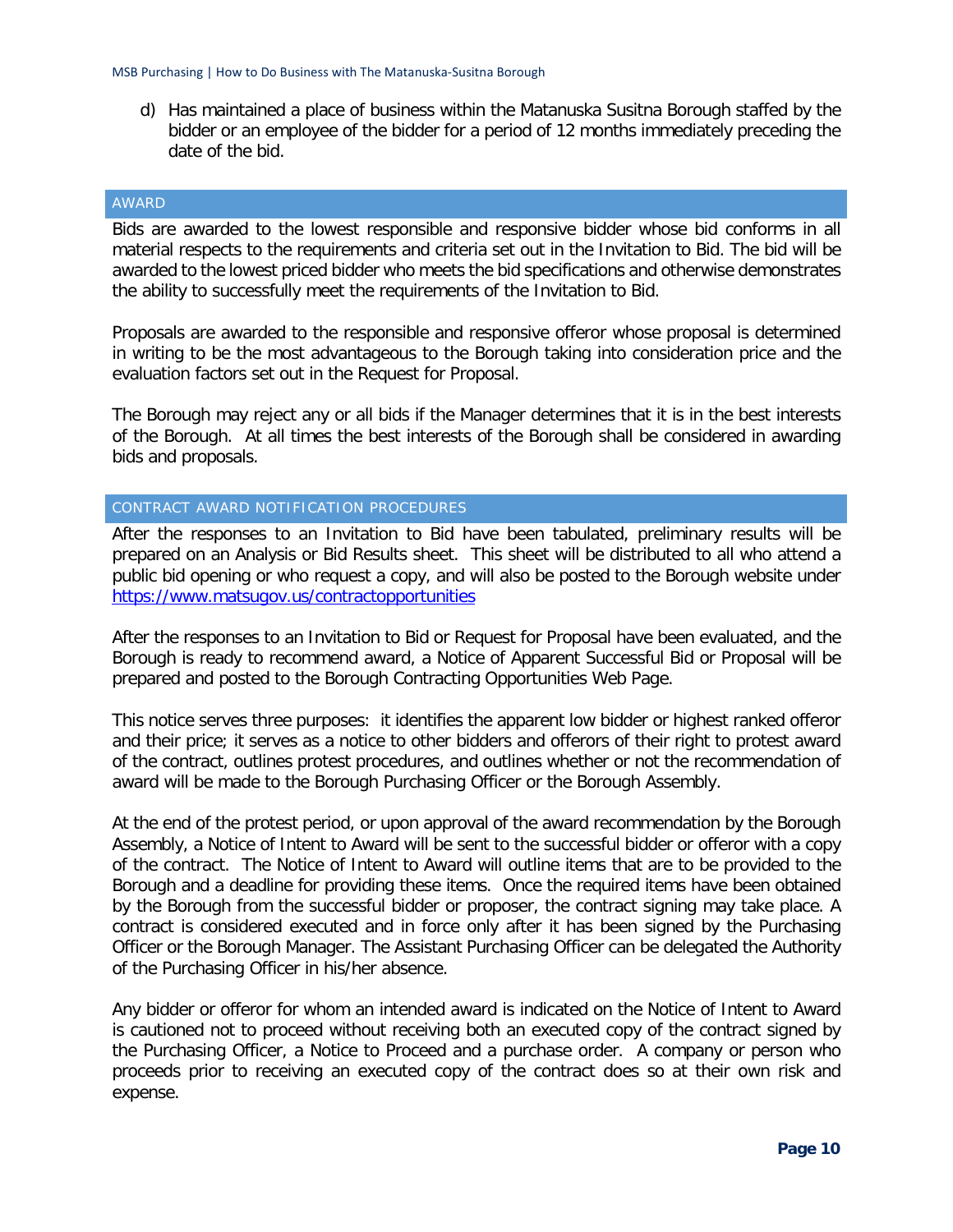d) Has maintained a place of business within the Matanuska Susitna Borough staffed by the bidder or an employee of the bidder for a period of 12 months immediately preceding the date of the bid.

## AWARD

Bids are awarded to the lowest responsible and responsive bidder whose bid conforms in all material respects to the requirements and criteria set out in the Invitation to Bid. The bid will be awarded to the lowest priced bidder who meets the bid specifications and otherwise demonstrates the ability to successfully meet the requirements of the Invitation to Bid.

Proposals are awarded to the responsible and responsive offeror whose proposal is determined in writing to be the most advantageous to the Borough taking into consideration price and the evaluation factors set out in the Request for Proposal.

The Borough may reject any or all bids if the Manager determines that it is in the best interests of the Borough. At all times the best interests of the Borough shall be considered in awarding bids and proposals.

## CONTRACT AWARD NOTIFICATION PROCEDURES

After the responses to an Invitation to Bid have been tabulated, preliminary results will be prepared on an Analysis or Bid Results sheet. This sheet will be distributed to all who attend a public bid opening or who request a copy, and will also be posted to the Borough website under https://www.matsugov.us/contractopportunities

After the responses to an Invitation to Bid or Request for Proposal have been evaluated, and the Borough is ready to recommend award, a Notice of Apparent Successful Bid or Proposal will be prepared and posted to the Borough Contracting Opportunities Web Page.

This notice serves three purposes: it identifies the apparent low bidder or highest ranked offeror and their price; it serves as a notice to other bidders and offerors of their right to protest award of the contract, outlines protest procedures, and outlines whether or not the recommendation of award will be made to the Borough Purchasing Officer or the Borough Assembly.

At the end of the protest period, or upon approval of the award recommendation by the Borough Assembly, a Notice of Intent to Award will be sent to the successful bidder or offeror with a copy of the contract. The Notice of Intent to Award will outline items that are to be provided to the Borough and a deadline for providing these items. Once the required items have been obtained by the Borough from the successful bidder or proposer, the contract signing may take place. A contract is considered executed and in force only after it has been signed by the Purchasing Officer or the Borough Manager. The Assistant Purchasing Officer can be delegated the Authority of the Purchasing Officer in his/her absence.

Any bidder or offeror for whom an intended award is indicated on the Notice of Intent to Award is cautioned not to proceed without receiving both an executed copy of the contract signed by the Purchasing Officer, a Notice to Proceed and a purchase order. A company or person who proceeds prior to receiving an executed copy of the contract does so at their own risk and expense.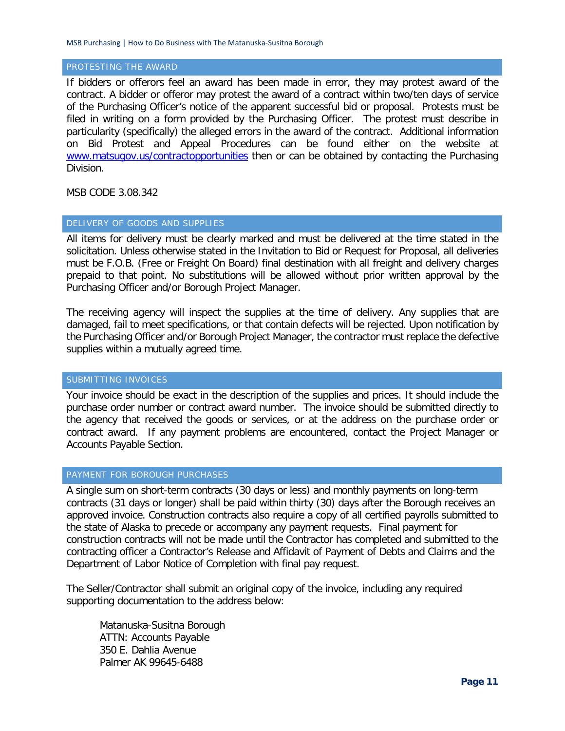## PROTESTING THE AWARD

If bidders or offerors feel an award has been made in error, they may protest award of the contract. A bidder or offeror may protest the award of a contract within two/ten days of service of the Purchasing Officer's notice of the apparent successful bid or proposal. Protests must be filed in writing on a form provided by the Purchasing Officer. The protest must describe in particularity (specifically) the alleged errors in the award of the contract. Additional information on Bid Protest and Appeal Procedures can be found either on the website at [www.matsugov.us/contractopportunities](http://www.matsugov.us/contractopportunities) then or can be obtained by contacting the Purchasing Division.

MSB CODE 3.08.342

## DELIVERY OF GOODS AND SUPPLIES

All items for delivery must be clearly marked and must be delivered at the time stated in the solicitation. Unless otherwise stated in the Invitation to Bid or Request for Proposal, all deliveries must be F.O.B. (Free or Freight On Board) final destination with all freight and delivery charges prepaid to that point. No substitutions will be allowed without prior written approval by the Purchasing Officer and/or Borough Project Manager.

The receiving agency will inspect the supplies at the time of delivery. Any supplies that are damaged, fail to meet specifications, or that contain defects will be rejected. Upon notification by the Purchasing Officer and/or Borough Project Manager, the contractor must replace the defective supplies within a mutually agreed time.

## SUBMITTING INVOICES

Your invoice should be exact in the description of the supplies and prices. It should include the purchase order number or contract award number. The invoice should be submitted directly to the agency that received the goods or services, or at the address on the purchase order or contract award. If any payment problems are encountered, contact the Project Manager or Accounts Payable Section.

## PAYMENT FOR BOROUGH PURCHASES

A single sum on short-term contracts (30 days or less) and monthly payments on long-term contracts (31 days or longer) shall be paid within thirty (30) days after the Borough receives an approved invoice. Construction contracts also require a copy of all certified payrolls submitted to the state of Alaska to precede or accompany any payment requests. Final payment for construction contracts will not be made until the Contractor has completed and submitted to the contracting officer a Contractor's Release and Affidavit of Payment of Debts and Claims and the Department of Labor Notice of Completion with final pay request.

The Seller/Contractor shall submit an original copy of the invoice, including any required supporting documentation to the address below:

Matanuska-Susitna Borough
ATTN: Accounts Payable
350 E. Dahlia Avenue
Palmer AK 99645-6488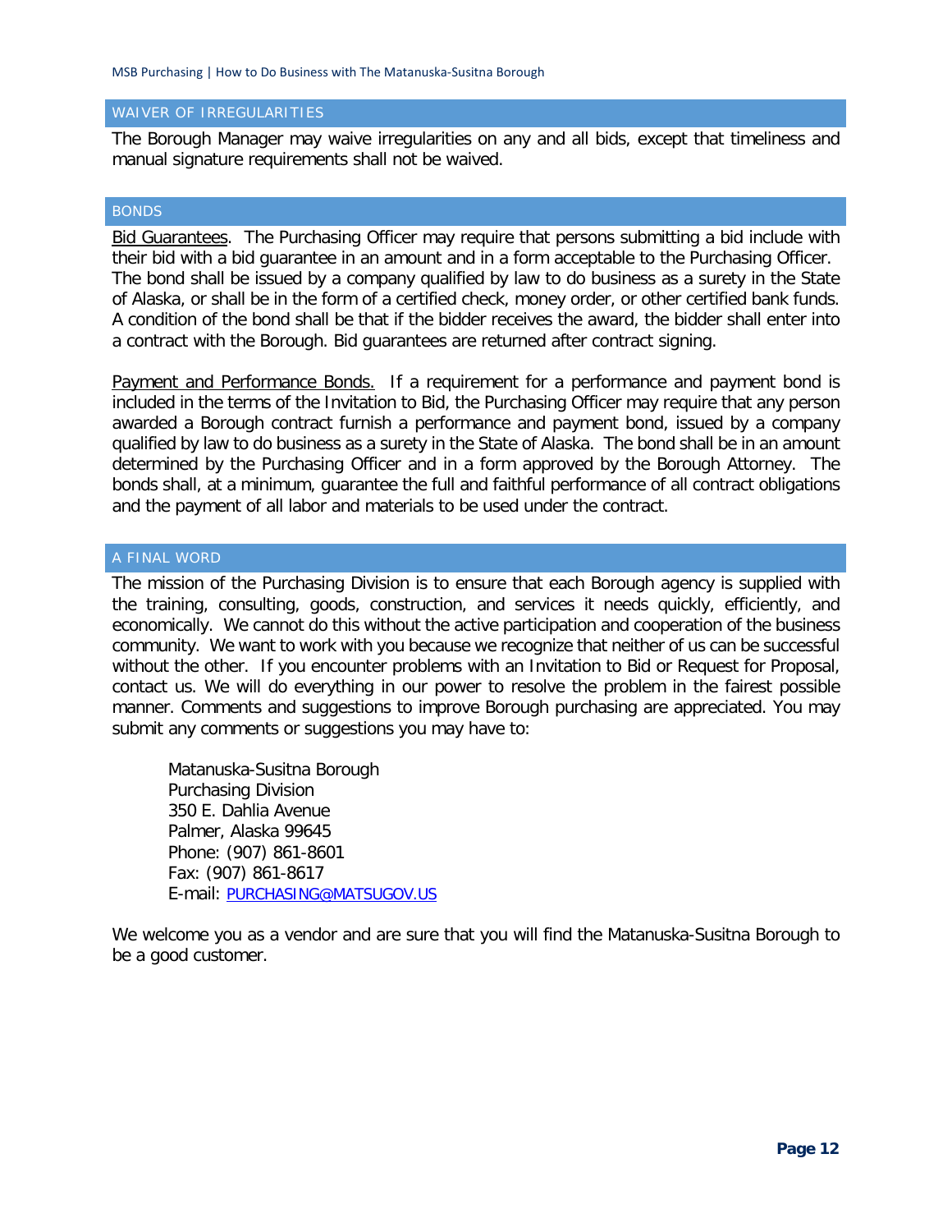## WAIVER OF IRREGULARITIES

The Borough Manager may waive irregularities on any and all bids, except that timeliness and manual signature requirements shall not be waived.

## BONDS

Bid Guarantees. The Purchasing Officer may require that persons submitting a bid include with their bid with a bid guarantee in an amount and in a form acceptable to the Purchasing Officer. The bond shall be issued by a company qualified by law to do business as a surety in the State of Alaska, or shall be in the form of a certified check, money order, or other certified bank funds. A condition of the bond shall be that if the bidder receives the award, the bidder shall enter into a contract with the Borough. Bid guarantees are returned after contract signing.

Payment and Performance Bonds. If a requirement for a performance and payment bond is included in the terms of the Invitation to Bid, the Purchasing Officer may require that any person awarded a Borough contract furnish a performance and payment bond, issued by a company qualified by law to do business as a surety in the State of Alaska. The bond shall be in an amount determined by the Purchasing Officer and in a form approved by the Borough Attorney. The bonds shall, at a minimum, guarantee the full and faithful performance of all contract obligations and the payment of all labor and materials to be used under the contract.

## A FINAL WORD

The mission of the Purchasing Division is to ensure that each Borough agency is supplied with the training, consulting, goods, construction, and services it needs quickly, efficiently, and economically. We cannot do this without the active participation and cooperation of the business community. We want to work with you because we recognize that neither of us can be successful without the other. If you encounter problems with an Invitation to Bid or Request for Proposal, contact us. We will do everything in our power to resolve the problem in the fairest possible manner. Comments and suggestions to improve Borough purchasing are appreciated. You may submit any comments or suggestions you may have to:

Matanuska-Susitna Borough
Purchasing Division
350 E. Dahlia Avenue
Palmer, Alaska 99645
Phone: (907) 861-8601
Fax: (907) 861-8617
E-mail: PURCHASING@MATSUGOV.US

We welcome you as a vendor and are sure that you will find the Matanuska-Susitna Borough to be a good customer.